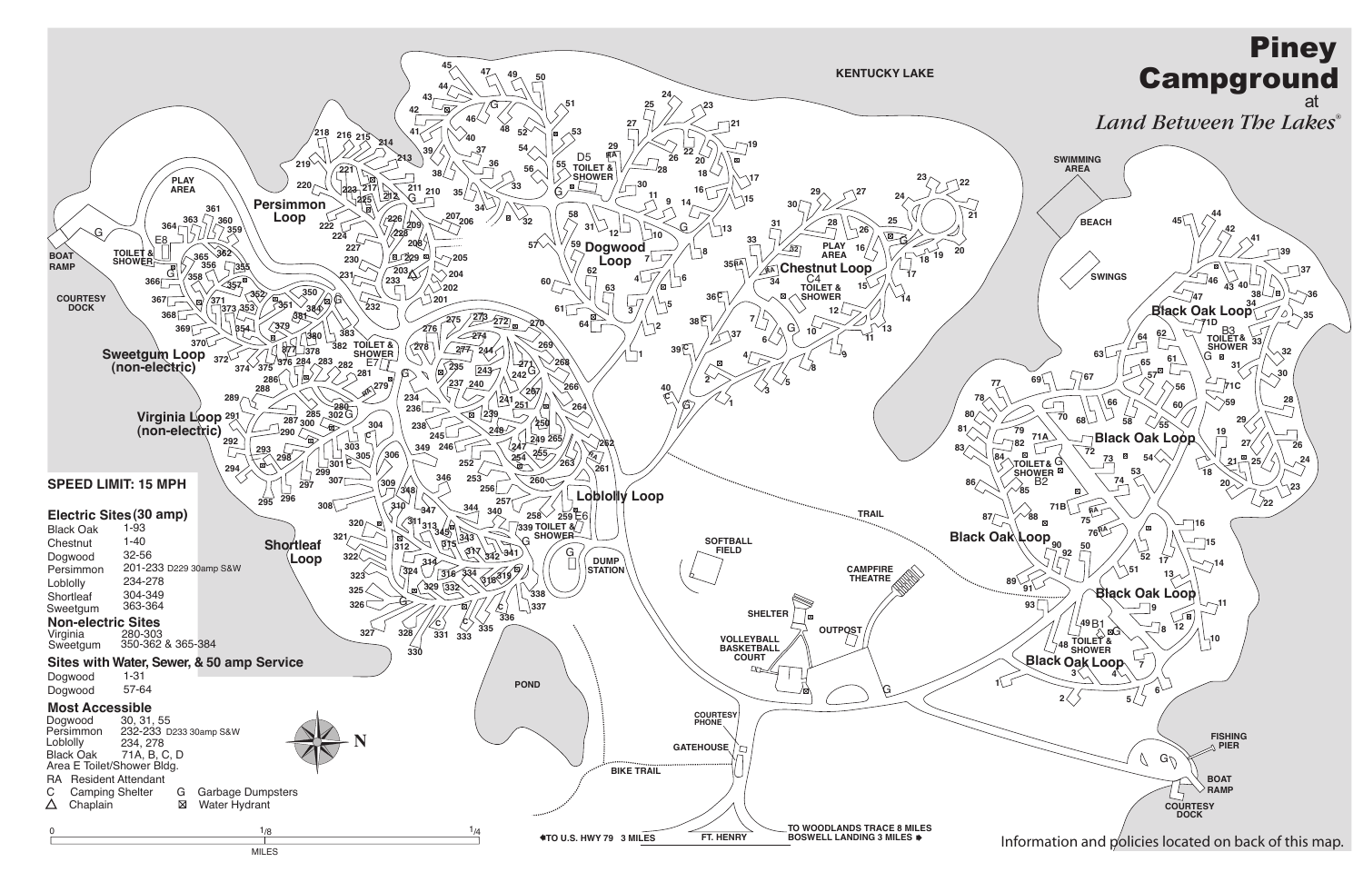# Piney Campground

at

*Land Between The Lakes®*

**SPEED LIMIT: 15 MPH**

## Electric Sites (30 amp)

| Loop | Sites |
| --- | --- |
| Black Oak | 1-93 |
| Chestnut | 1-40 |
| Dogwood | 32-56 |
| Persimmon | 201-233 D229 30amp S&W |
| Loblolly | 234-278 |
| Shortleaf | 304-349 |
| Sweetgum | 363-364 |

## Non-electric Sites

| Loop | Sites |
| --- | --- |
| Virginia | 280-303 |
| Sweetgum | 350-362 & 365-384 |

## Sites with Water, Sewer, & 50 amp Service

| Loop | Sites |
| --- | --- |
| Dogwood | 1-31 |
| Dogwood | 57-64 |

## Most Accessible

| Loop | Sites |
| --- | --- |
| Dogwood | 30, 31, 55 |
| Persimmon | 232-233 D233 30amp S&W |
| Loblolly | 234, 278 |
| Black Oak | 71A, B, C, D |

Area E Toilet/Shower Bldg.

- RA Resident Attendant
- C Camping Shelter
- △ Chaplain
- G Garbage Dumpsters
- ⊠ Water Hydrant

0 — 1/8 — 1/4 MILES

N

KENTUCKY LAKE

Persimmon Loop · Dogwood Loop · Chestnut Loop · Sweetgum Loop (non-electric) · Virginia Loop (non-electric) · Loblolly Loop · Shortleaf Loop · Black Oak Loop

PLAY AREA · BOAT RAMP · COURTESY DOCK · TOILET & SHOWER · SWIMMING AREA · BEACH · SWINGS · SOFTBALL FIELD · CAMPFIRE THEATRE · DUMP STATION · SHELTER · OUTPOST · VOLLEYBALL BASKETBALL COURT · POND · COURTESY PHONE · GATEHOUSE · TRAIL · BIKE TRAIL · FISHING PIER

◆TO U.S. HWY 79 3 MILES · FT. HENRY · TO WOODLANDS TRACE 8 MILES BOSWELL LANDING 3 MILES ◆

Information and policies located on back of this map.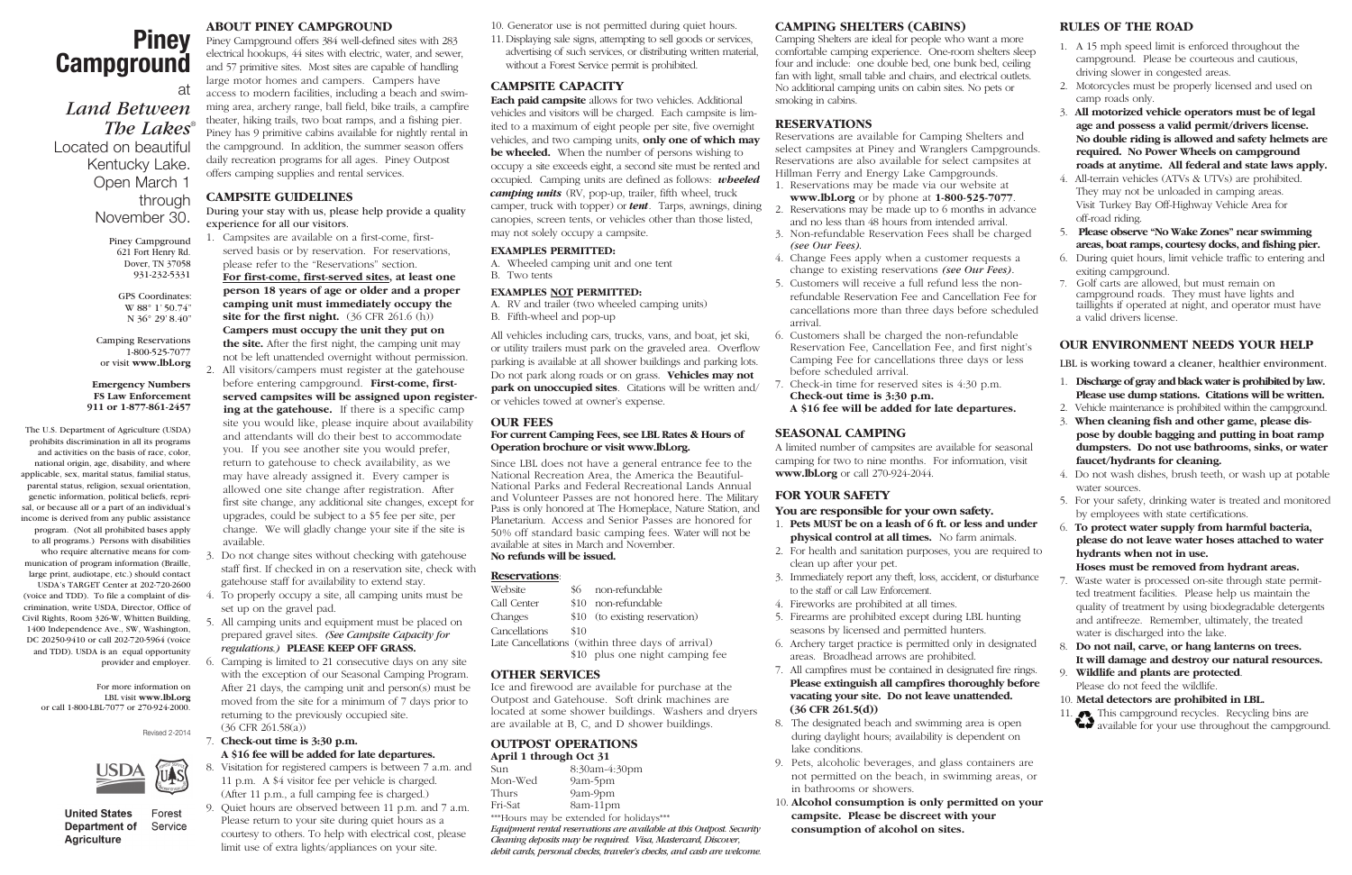# Piney Campground

at

*Land Between The Lakes*®

Located on beautiful Kentucky Lake. Open March 1 through November 30.

Piney Campground
621 Fort Henry Rd.
Dover, TN 37058
931-232-5331

GPS Coordinates:
W 88° 1' 50.74"
N 36° 29' 8.40"

Camping Reservations
1-800-525-7077
or visit **www.lbl.org**

**Emergency Numbers**
**FS Law Enforcement**
**911 or 1-877-861-2457**

The U.S. Department of Agriculture (USDA) prohibits discrimination in all its programs and activities on the basis of race, color, national origin, age, disability, and where applicable, sex, marital status, familial status, parental status, religion, sexual orientation, genetic information, political beliefs, reprisal, or because all or a part of an individual's income is derived from any public assistance program. (Not all prohibited bases apply to all programs.) Persons with disabilities who require alternative means for communication of program information (Braille, large print, audiotape, etc.) should contact USDA's TARGET Center at 202-720-2600 (voice and TDD). To file a complaint of discrimination, write USDA, Director, Office of Civil Rights, Room 326-W, Whitten Building, 1400 Independence Ave., SW, Washington, DC 20250-9410 or call 202-720-5964 (voice and TDD). USDA is an equal opportunity provider and employer.

For more information on LBL visit **www.lbl.org** or call 1-800-LBL-7077 or 270-924-2000.

Revised 2-2014

**United States Department of Agriculture** Forest Service

## ABOUT PINEY CAMPGROUND

Piney Campground offers 384 well-defined sites with 283 electrical hookups, 44 sites with electric, water, and sewer, and 57 primitive sites. Most sites are capable of handling large motor homes and campers. Campers have access to modern facilities, including a beach and swimming area, archery range, ball field, bike trails, a campfire theater, hiking trails, two boat ramps, and a fishing pier. Piney has 9 primitive cabins available for nightly rental in the campground. In addition, the summer season offers daily recreation programs for all ages. Piney Outpost offers camping supplies and rental services.

## CAMPSITE GUIDELINES

**During your stay with us, please help provide a quality experience for all our visitors.**

1. Campsites are available on a first-come, first-served basis or by reservation. For reservations, please refer to the "Reservations" section. **For first-come, first-served sites, at least one person 18 years of age or older and a proper camping unit must immediately occupy the site for the first night.** (36 CFR 261.6 (h)) **Campers must occupy the unit they put on the site.** After the first night, the camping unit may not be left unattended overnight without permission.
2. All visitors/campers must register at the gatehouse before entering campground. **First-come, first-served campsites will be assigned upon registering at the gatehouse.** If there is a specific camp site you would like, please inquire about availability and attendants will do their best to accommodate you. If you see another site you would prefer, return to gatehouse to check availability, as we may have already assigned it. Every camper is allowed one site change after registration. After first site change, any additional site changes, except for upgrades, could be subject to a $5 fee per site, per change. We will gladly change your site if the site is available.
3. Do not change sites without checking with gatehouse staff first. If checked in on a reservation site, check with gatehouse staff for availability to extend stay.
4. To properly occupy a site, all camping units must be set up on the gravel pad.
5. All camping units and equipment must be placed on prepared gravel sites. *(See Campsite Capacity for regulations.)* **PLEASE KEEP OFF GRASS.**
6. Camping is limited to 21 consecutive days on any site with the exception of our Seasonal Camping Program. After 21 days, the camping unit and person(s) must be moved from the site for a minimum of 7 days prior to returning to the previously occupied site. (36 CFR 261.58(a))
7. **Check-out time is 3:30 p.m. A $16 fee will be added for late departures.**
8. Visitation for registered campers is between 7 a.m. and 11 p.m. A $4 visitor fee per vehicle is charged. (After 11 p.m., a full camping fee is charged.)
9. Quiet hours are observed between 11 p.m. and 7 a.m. Please return to your site during quiet hours as a courtesy to others. To help with electrical cost, please limit use of extra lights/appliances on your site.
10. Generator use is not permitted during quiet hours.
11. Displaying sale signs, attempting to sell goods or services, advertising of such services, or distributing written material, without a Forest Service permit is prohibited.

## CAMPSITE CAPACITY

**Each paid campsite** allows for two vehicles. Additional vehicles and visitors will be charged. Each campsite is limited to a maximum of eight people per site, five overnight vehicles, and two camping units, **only one of which may be wheeled.** When the number of persons wishing to occupy a site exceeds eight, a second site must be rented and occupied. Camping units are defined as follows: ***wheeled camping units*** (RV, pop-up, trailer, fifth wheel, truck camper, truck with topper) or ***tent***. Tarps, awnings, dining canopies, screen tents, or vehicles other than those listed, may not solely occupy a campsite.

**EXAMPLES PERMITTED:**

A. Wheeled camping unit and one tent
B. Two tents

**EXAMPLES NOT PERMITTED:**

A. RV and trailer (two wheeled camping units)
B. Fifth-wheel and pop-up

All vehicles including cars, trucks, vans, and boat, jet ski, or utility trailers must park on the graveled area. Overflow parking is available at all shower buildings and parking lots. Do not park along roads or on grass. **Vehicles may not park on unoccupied sites**. Citations will be written and/or vehicles towed at owner's expense.

## OUR FEES

**For current Camping Fees, see LBL Rates & Hours of Operation brochure or visit www.lbl.org.**

Since LBL does not have a general entrance fee to the National Recreation Area, the America the Beautiful-National Parks and Federal Recreational Lands Annual and Volunteer Passes are not honored here. The Military Pass is only honored at The Homeplace, Nature Station, and Planetarium. Access and Senior Passes are honored for 50% off standard basic camping fees. Water will not be available at sites in March and November.
**No refunds will be issued.**

**Reservations:**

| | | |
|---|---|---|
| Website | $6 | non-refundable |
| Call Center | $10 | non-refundable |
| Changes | $10 | (to existing reservation) |
| Cancellations | $10 | |
| Late Cancellations (within three days of arrival) | $10 | plus one night camping fee |

## OTHER SERVICES

Ice and firewood are available for purchase at the Outpost and Gatehouse. Soft drink machines are located at some shower buildings. Washers and dryers are available at B, C, and D shower buildings.

## OUTPOST OPERATIONS

**April 1 through Oct 31**

| | |
|---|---|
| Sun | 8:30am-4:30pm |
| Mon-Wed | 9am-5pm |
| Thurs | 9am-9pm |
| Fri-Sat | 8am-11pm |

***Hours may be extended for holidays***

*Equipment rental reservations are available at this Outpost. Security Cleaning deposits may be required. Visa, Mastercard, Discover, debit cards, personal checks, traveler's checks, and cash are welcome.*

## CAMPING SHELTERS (CABINS)

Camping Shelters are ideal for people who want a more comfortable camping experience. One-room shelters sleep four and include: one double bed, one bunk bed, ceiling fan with light, small table and chairs, and electrical outlets. No additional camping units on cabin sites. No pets or smoking in cabins.

## RESERVATIONS

Reservations are available for Camping Shelters and select campsites at Piney and Wranglers Campgrounds. Reservations are also available for select campsites at Hillman Ferry and Energy Lake Campgrounds.

1. Reservations may be made via our website at **www.lbl.org** or by phone at **1-800-525-7077**.
2. Reservations may be made up to 6 months in advance and no less than 48 hours from intended arrival.
3. Non-refundable Reservation Fees shall be charged *(see Our Fees)*.
4. Change Fees apply when a customer requests a change to existing reservations *(see Our Fees)*.
5. Customers will receive a full refund less the non-refundable Reservation Fee and Cancellation Fee for cancellations more than three days before scheduled arrival.
6. Customers shall be charged the non-refundable Reservation Fee, Cancellation Fee, and first night's Camping Fee for cancellations three days or less before scheduled arrival.
7. Check-in time for reserved sites is 4:30 p.m. **Check-out time is 3:30 p.m. A $16 fee will be added for late departures.**

## SEASONAL CAMPING

A limited number of campsites are available for seasonal camping for two to nine months. For information, visit **www.lbl.org** or call 270-924-2044.

## FOR YOUR SAFETY

**You are responsible for your own safety.**

1. **Pets MUST be on a leash of 6 ft. or less and under physical control at all times.** No farm animals.
2. For health and sanitation purposes, you are required to clean up after your pet.
3. Immediately report any theft, loss, accident, or disturbance to the staff or call Law Enforcement.
4. Fireworks are prohibited at all times.
5. Firearms are prohibited except during LBL hunting seasons by licensed and permitted hunters.
6. Archery target practice is permitted only in designated areas. Broadhead arrows are prohibited.
7. All campfires must be contained in designated fire rings. **Please extinguish all campfires thoroughly before vacating your site. Do not leave unattended. (36 CFR 261.5(d))**
8. The designated beach and swimming area is open during daylight hours; availability is dependent on lake conditions.
9. Pets, alcoholic beverages, and glass containers are not permitted on the beach, in swimming areas, or in bathrooms or showers.
10. **Alcohol consumption is only permitted on your campsite. Please be discreet with your consumption of alcohol on sites.**

## RULES OF THE ROAD

1. A 15 mph speed limit is enforced throughout the campground. Please be courteous and cautious, driving slower in congested areas.
2. Motorcycles must be properly licensed and used on camp roads only.
3. **All motorized vehicle operators must be of legal age and possess a valid permit/drivers license. No double riding is allowed and safety helmets are required. No Power Wheels on campground roads at anytime. All federal and state laws apply.**
4. All-terrain vehicles (ATVs & UTVs) are prohibited. They may not be unloaded in camping areas. Visit Turkey Bay Off-Highway Vehicle Area for off-road riding.
5. **Please observe "No Wake Zones" near swimming areas, boat ramps, courtesy docks, and fishing pier.**
6. During quiet hours, limit vehicle traffic to entering and exiting campground.
7. Golf carts are allowed, but must remain on campground roads. They must have lights and taillights if operated at night, and operator must have a valid drivers license.

## OUR ENVIRONMENT NEEDS YOUR HELP

LBL is working toward a cleaner, healthier environment.

1. **Discharge of gray and black water is prohibited by law. Please use dump stations. Citations will be written.**
2. Vehicle maintenance is prohibited within the campground.
3. **When cleaning fish and other game, please dispose by double bagging and putting in boat ramp dumpsters. Do not use bathrooms, sinks, or water faucet/hydrants for cleaning.**
4. Do not wash dishes, brush teeth, or wash up at potable water sources.
5. For your safety, drinking water is treated and monitored by employees with state certifications.
6. **To protect water supply from harmful bacteria, please do not leave water hoses attached to water hydrants when not in use. Hoses must be removed from hydrant areas.**
7. Waste water is processed on-site through state permitted treatment facilities. Please help us maintain the quality of treatment by using biodegradable detergents and antifreeze. Remember, ultimately, the treated water is discharged into the lake.
8. **Do not nail, carve, or hang lanterns on trees. It will damage and destroy our natural resources.**
9. **Wildlife and plants are protected**. Please do not feed the wildlife.
10. **Metal detectors are prohibited in LBL.**
11. This campground recycles. Recycling bins are available for your use throughout the campground.